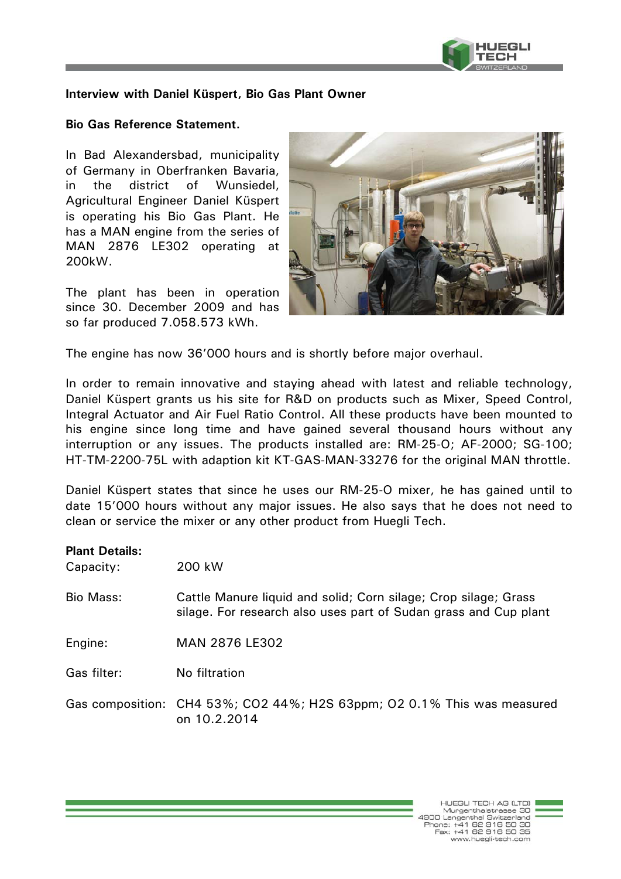**Interview with Daniel Küspert, Bio Gas Plant Owner**

**Bio Gas Reference Statement.**

In Bad Alexandersbad, municipality of Germany in Oberfranken Bavaria, in the district of Wunsiedel, Agricultural Engineer Daniel Küspert is operating his Bio Gas Plant. He has a MAN engine from the series of MAN 2876 LE302 operating at 200kW.

The plant has been in operation since 30. December 2009 and has so far produced 7.058.573 kWh.

The engine has now 36'000 hours and is shortly before major overhaul.

In order to remain innovative and staying ahead with latest and reliable technology, Daniel Küspert grants us his site for R&D on products such as Mixer, Speed Control, Integral Actuator and Air Fuel Ratio Control. All these products have been mounted to his engine since long time and have gained several thousand hours without any interruption or any issues. The products installed are: RM-25-O; AF-2000; SG-100; HT-TM-2200-75L with adaption kit KT-GAS-MAN-33276 for the original MAN throttle.

Daniel Küspert states that since he uses our RM-25-O mixer, he has gained until to date 15'000 hours without any major issues. He also says that he does not need to clean or service the mixer or any other product from Huegli Tech.

**Plant Details:**

| | |
|---|---|
| Capacity: | 200 kW |
| Bio Mass: | Cattle Manure liquid and solid; Corn silage; Crop silage; Grass silage. For research also uses part of Sudan grass and Cup plant |
| Engine: | MAN 2876 LE302 |
| Gas filter: | No filtration |
| Gas composition: | $CH_4$ 53%; $CO_2$ 44%; $H_2S$ 63ppm; $O_2$ 0.1% This was measured on 10.2.2014 |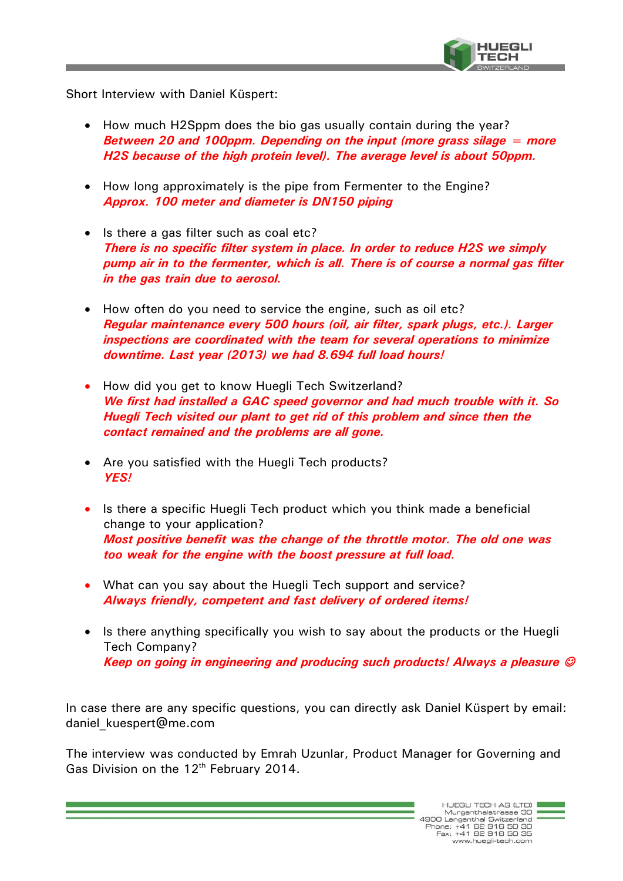Short Interview with Daniel Küspert:

- How much H2Sppm does the bio gas usually contain during the year?
  ***Between 20 and 100ppm. Depending on the input (more grass silage = more H2S because of the high protein level). The average level is about 50ppm.***

- How long approximately is the pipe from Fermenter to the Engine?
  ***Approx. 100 meter and diameter is DN150 piping***

- Is there a gas filter such as coal etc?
  ***There is no specific filter system in place. In order to reduce H2S we simply pump air in to the fermenter, which is all. There is of course a normal gas filter in the gas train due to aerosol.***

- How often do you need to service the engine, such as oil etc?
  ***Regular maintenance every 500 hours (oil, air filter, spark plugs, etc.). Larger inspections are coordinated with the team for several operations to minimize downtime. Last year (2013) we had 8.694 full load hours!***

- How did you get to know Huegli Tech Switzerland?
  ***We first had installed a GAC speed governor and had much trouble with it. So Huegli Tech visited our plant to get rid of this problem and since then the contact remained and the problems are all gone.***

- Are you satisfied with the Huegli Tech products?
  ***YES!***

- Is there a specific Huegli Tech product which you think made a beneficial change to your application?
  ***Most positive benefit was the change of the throttle motor. The old one was too weak for the engine with the boost pressure at full load.***

- What can you say about the Huegli Tech support and service?
  ***Always friendly, competent and fast delivery of ordered items!***

- Is there anything specifically you wish to say about the products or the Huegli Tech Company?
  ***Keep on going in engineering and producing such products! Always a pleasure ☺***

In case there are any specific questions, you can directly ask Daniel Küspert by email: daniel_kuespert@me.com

The interview was conducted by Emrah Uzunlar, Product Manager for Governing and Gas Division on the 12th February 2014.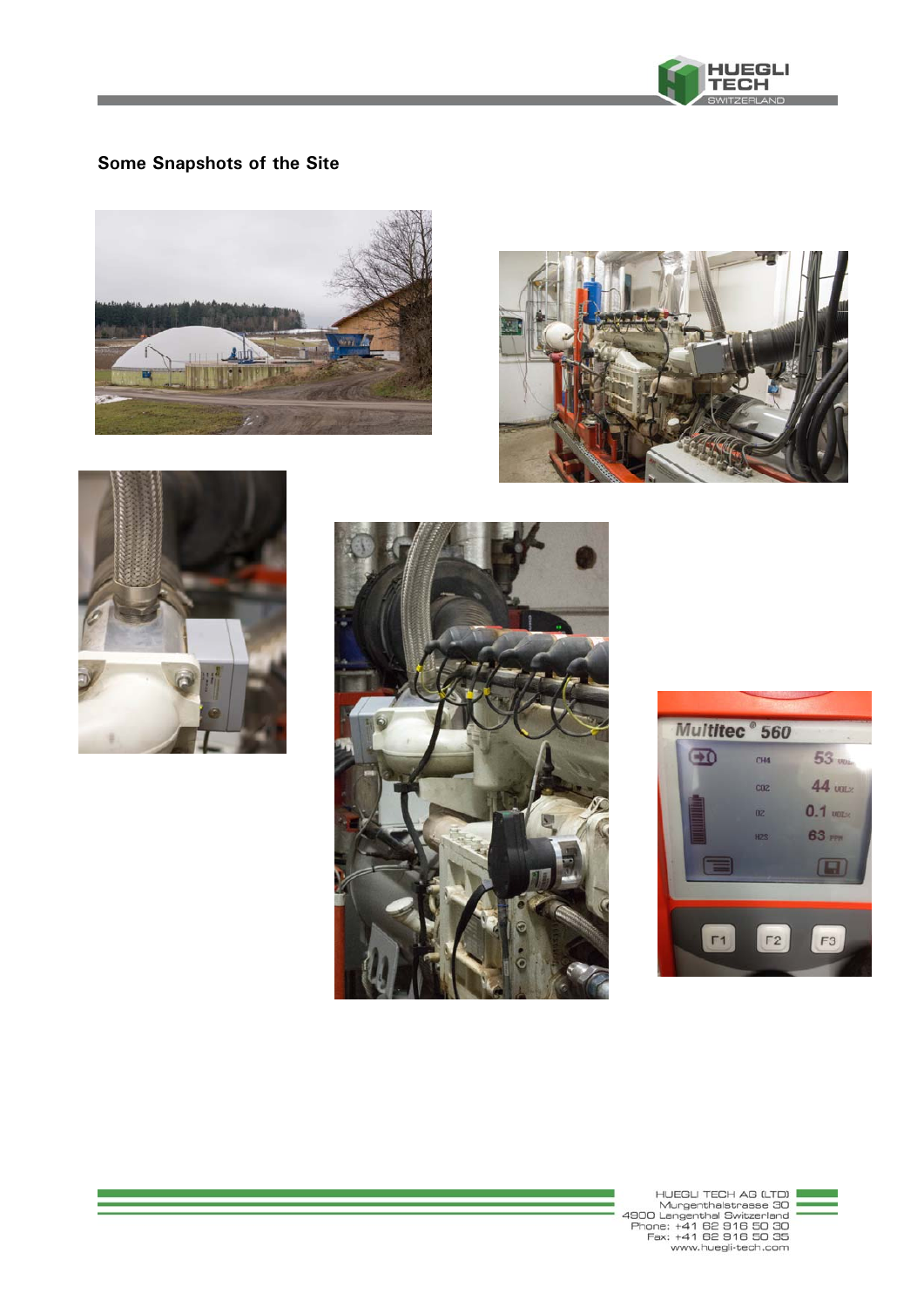## Some Snapshots of the Site